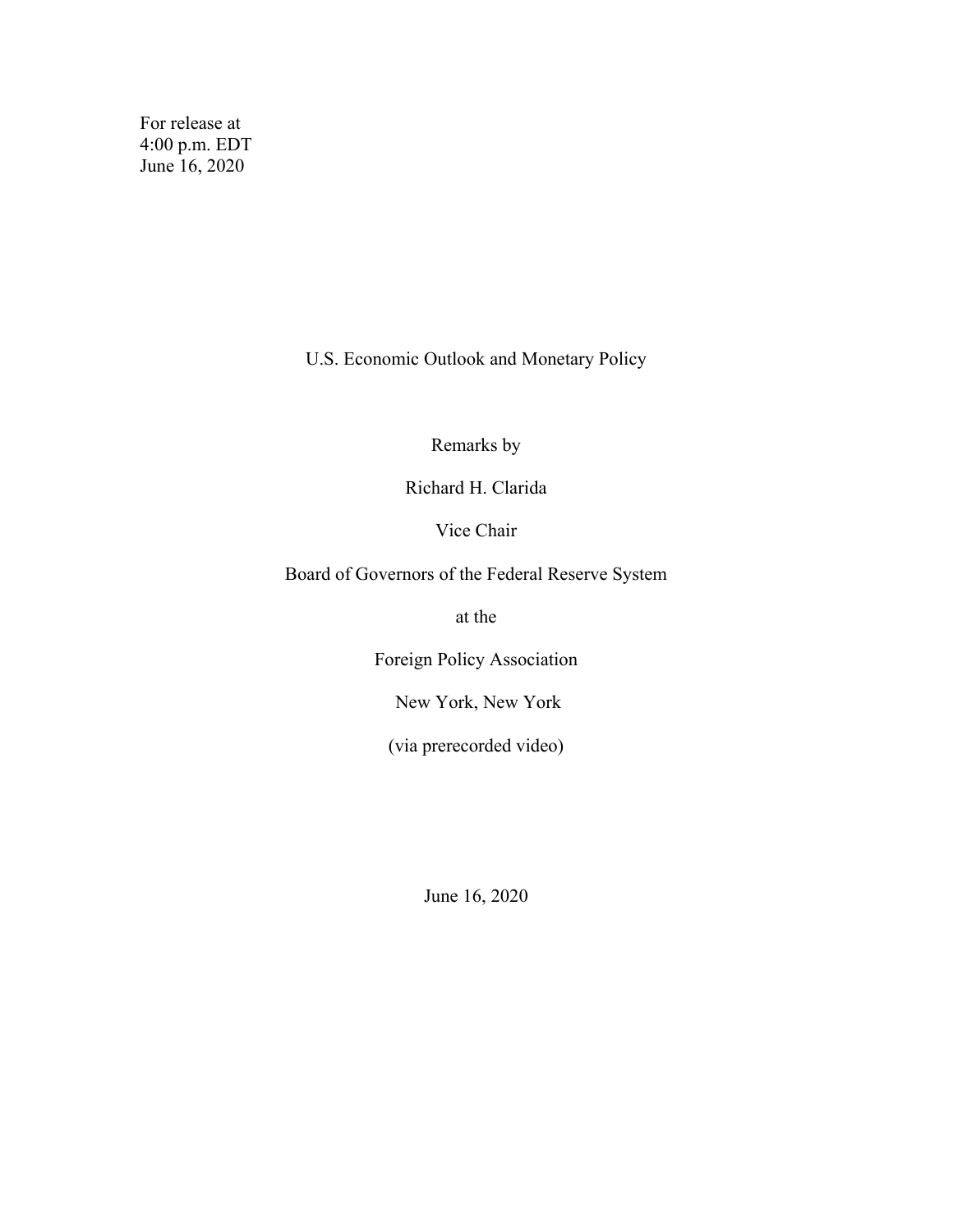For release at
4:00 p.m. EDT
June 16, 2020

# U.S. Economic Outlook and Monetary Policy

Remarks by

Richard H. Clarida

Vice Chair

Board of Governors of the Federal Reserve System

at the

Foreign Policy Association

New York, New York

(via prerecorded video)

June 16, 2020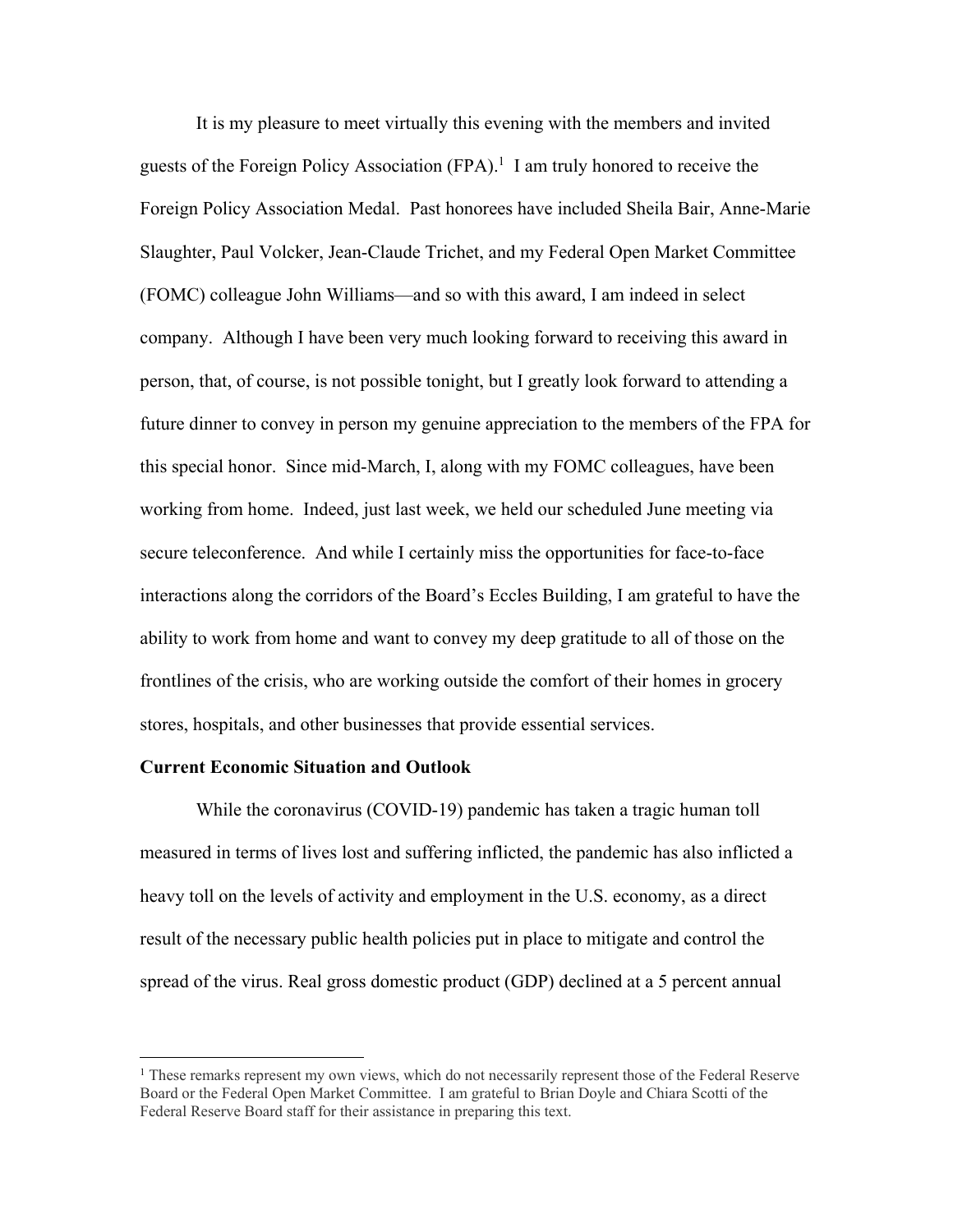It is my pleasure to meet virtually this evening with the members and invited guests of the Foreign Policy Association (FPA).[1] I am truly honored to receive the Foreign Policy Association Medal. Past honorees have included Sheila Bair, Anne-Marie Slaughter, Paul Volcker, Jean-Claude Trichet, and my Federal Open Market Committee (FOMC) colleague John Williams—and so with this award, I am indeed in select company. Although I have been very much looking forward to receiving this award in person, that, of course, is not possible tonight, but I greatly look forward to attending a future dinner to convey in person my genuine appreciation to the members of the FPA for this special honor. Since mid-March, I, along with my FOMC colleagues, have been working from home. Indeed, just last week, we held our scheduled June meeting via secure teleconference. And while I certainly miss the opportunities for face-to-face interactions along the corridors of the Board's Eccles Building, I am grateful to have the ability to work from home and want to convey my deep gratitude to all of those on the frontlines of the crisis, who are working outside the comfort of their homes in grocery stores, hospitals, and other businesses that provide essential services.

**Current Economic Situation and Outlook**

While the coronavirus (COVID-19) pandemic has taken a tragic human toll measured in terms of lives lost and suffering inflicted, the pandemic has also inflicted a heavy toll on the levels of activity and employment in the U.S. economy, as a direct result of the necessary public health policies put in place to mitigate and control the spread of the virus. Real gross domestic product (GDP) declined at a 5 percent annual

[1] These remarks represent my own views, which do not necessarily represent those of the Federal Reserve Board or the Federal Open Market Committee. I am grateful to Brian Doyle and Chiara Scotti of the Federal Reserve Board staff for their assistance in preparing this text.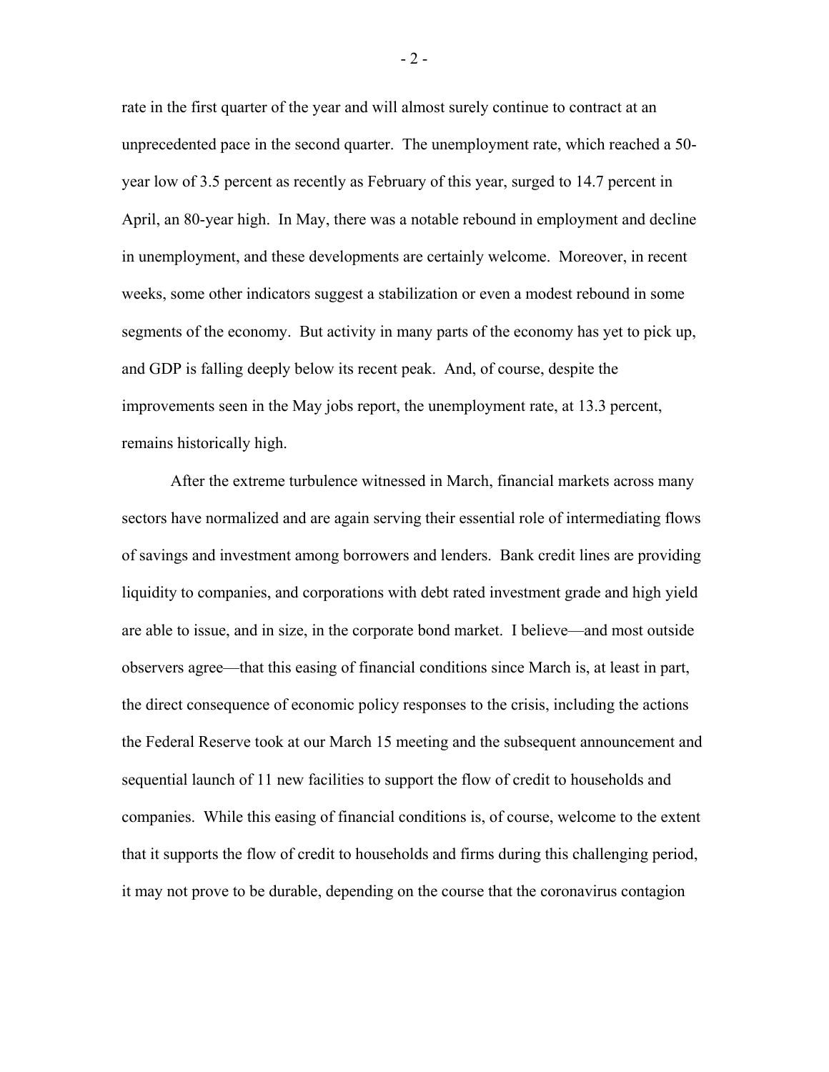rate in the first quarter of the year and will almost surely continue to contract at an unprecedented pace in the second quarter. The unemployment rate, which reached a 50-year low of 3.5 percent as recently as February of this year, surged to 14.7 percent in April, an 80-year high. In May, there was a notable rebound in employment and decline in unemployment, and these developments are certainly welcome. Moreover, in recent weeks, some other indicators suggest a stabilization or even a modest rebound in some segments of the economy. But activity in many parts of the economy has yet to pick up, and GDP is falling deeply below its recent peak. And, of course, despite the improvements seen in the May jobs report, the unemployment rate, at 13.3 percent, remains historically high.

After the extreme turbulence witnessed in March, financial markets across many sectors have normalized and are again serving their essential role of intermediating flows of savings and investment among borrowers and lenders. Bank credit lines are providing liquidity to companies, and corporations with debt rated investment grade and high yield are able to issue, and in size, in the corporate bond market. I believe—and most outside observers agree—that this easing of financial conditions since March is, at least in part, the direct consequence of economic policy responses to the crisis, including the actions the Federal Reserve took at our March 15 meeting and the subsequent announcement and sequential launch of 11 new facilities to support the flow of credit to households and companies. While this easing of financial conditions is, of course, welcome to the extent that it supports the flow of credit to households and firms during this challenging period, it may not prove to be durable, depending on the course that the coronavirus contagion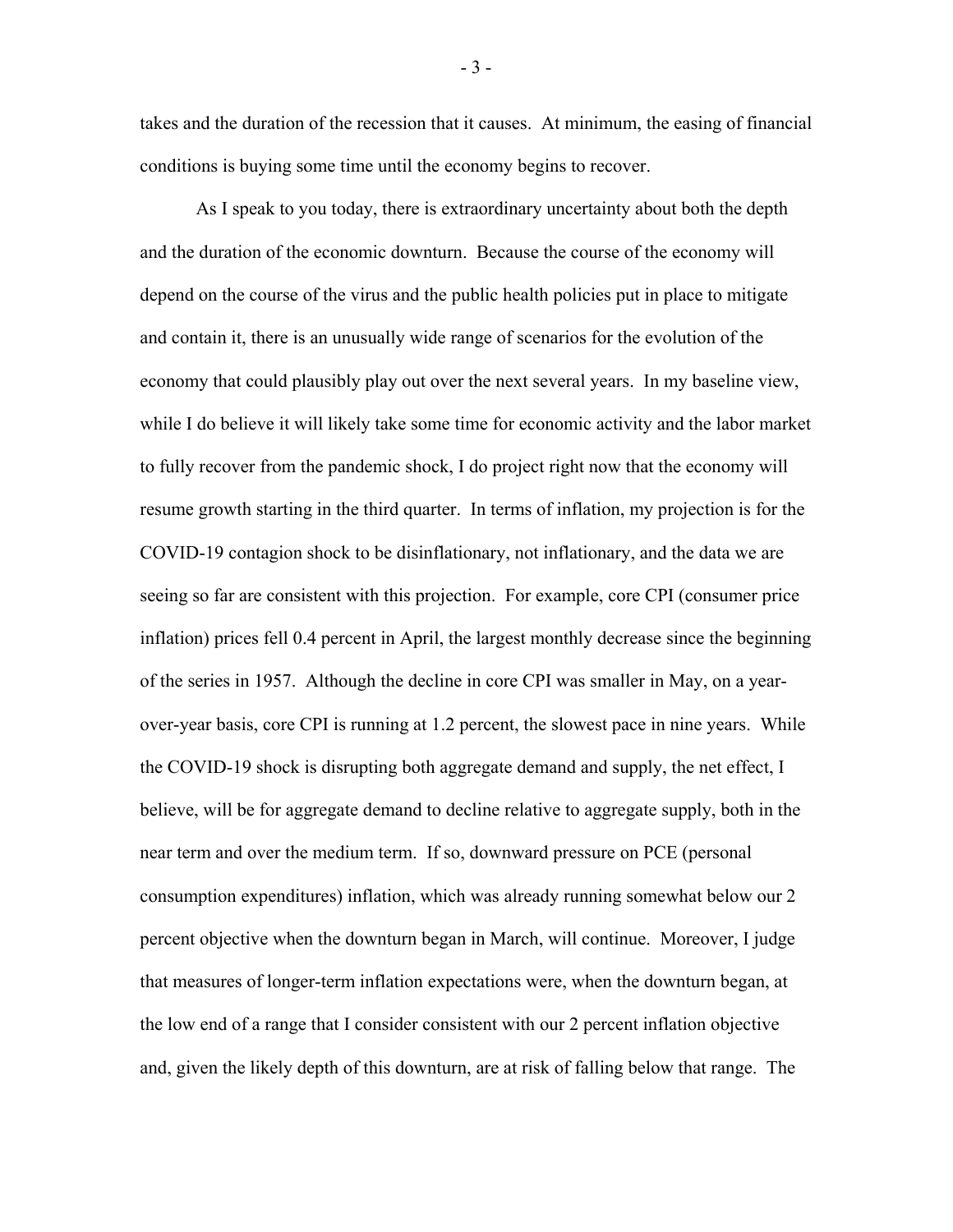takes and the duration of the recession that it causes. At minimum, the easing of financial conditions is buying some time until the economy begins to recover.

As I speak to you today, there is extraordinary uncertainty about both the depth and the duration of the economic downturn. Because the course of the economy will depend on the course of the virus and the public health policies put in place to mitigate and contain it, there is an unusually wide range of scenarios for the evolution of the economy that could plausibly play out over the next several years. In my baseline view, while I do believe it will likely take some time for economic activity and the labor market to fully recover from the pandemic shock, I do project right now that the economy will resume growth starting in the third quarter. In terms of inflation, my projection is for the COVID-19 contagion shock to be disinflationary, not inflationary, and the data we are seeing so far are consistent with this projection. For example, core CPI (consumer price inflation) prices fell 0.4 percent in April, the largest monthly decrease since the beginning of the series in 1957. Although the decline in core CPI was smaller in May, on a year-over-year basis, core CPI is running at 1.2 percent, the slowest pace in nine years. While the COVID-19 shock is disrupting both aggregate demand and supply, the net effect, I believe, will be for aggregate demand to decline relative to aggregate supply, both in the near term and over the medium term. If so, downward pressure on PCE (personal consumption expenditures) inflation, which was already running somewhat below our 2 percent objective when the downturn began in March, will continue. Moreover, I judge that measures of longer-term inflation expectations were, when the downturn began, at the low end of a range that I consider consistent with our 2 percent inflation objective and, given the likely depth of this downturn, are at risk of falling below that range. The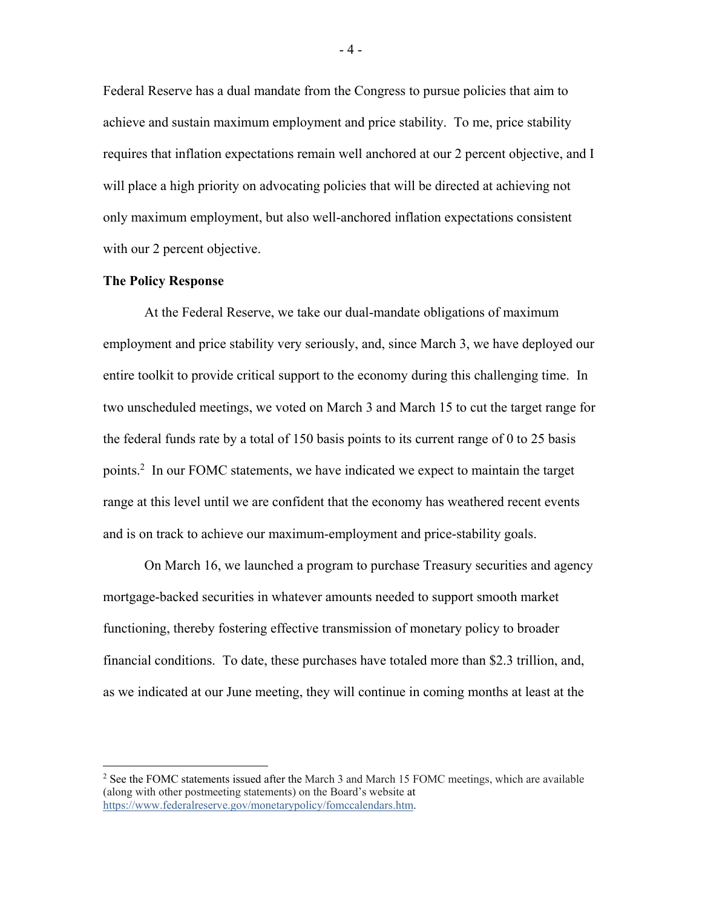Federal Reserve has a dual mandate from the Congress to pursue policies that aim to achieve and sustain maximum employment and price stability. To me, price stability requires that inflation expectations remain well anchored at our 2 percent objective, and I will place a high priority on advocating policies that will be directed at achieving not only maximum employment, but also well-anchored inflation expectations consistent with our 2 percent objective.

**The Policy Response**

At the Federal Reserve, we take our dual-mandate obligations of maximum employment and price stability very seriously, and, since March 3, we have deployed our entire toolkit to provide critical support to the economy during this challenging time. In two unscheduled meetings, we voted on March 3 and March 15 to cut the target range for the federal funds rate by a total of 150 basis points to its current range of 0 to 25 basis points.[2] In our FOMC statements, we have indicated we expect to maintain the target range at this level until we are confident that the economy has weathered recent events and is on track to achieve our maximum-employment and price-stability goals.

On March 16, we launched a program to purchase Treasury securities and agency mortgage-backed securities in whatever amounts needed to support smooth market functioning, thereby fostering effective transmission of monetary policy to broader financial conditions. To date, these purchases have totaled more than $2.3 trillion, and, as we indicated at our June meeting, they will continue in coming months at least at the

---

[2] See the FOMC statements issued after the March 3 and March 15 FOMC meetings, which are available (along with other postmeeting statements) on the Board's website at https://www.federalreserve.gov/monetarypolicy/fomccalendars.htm.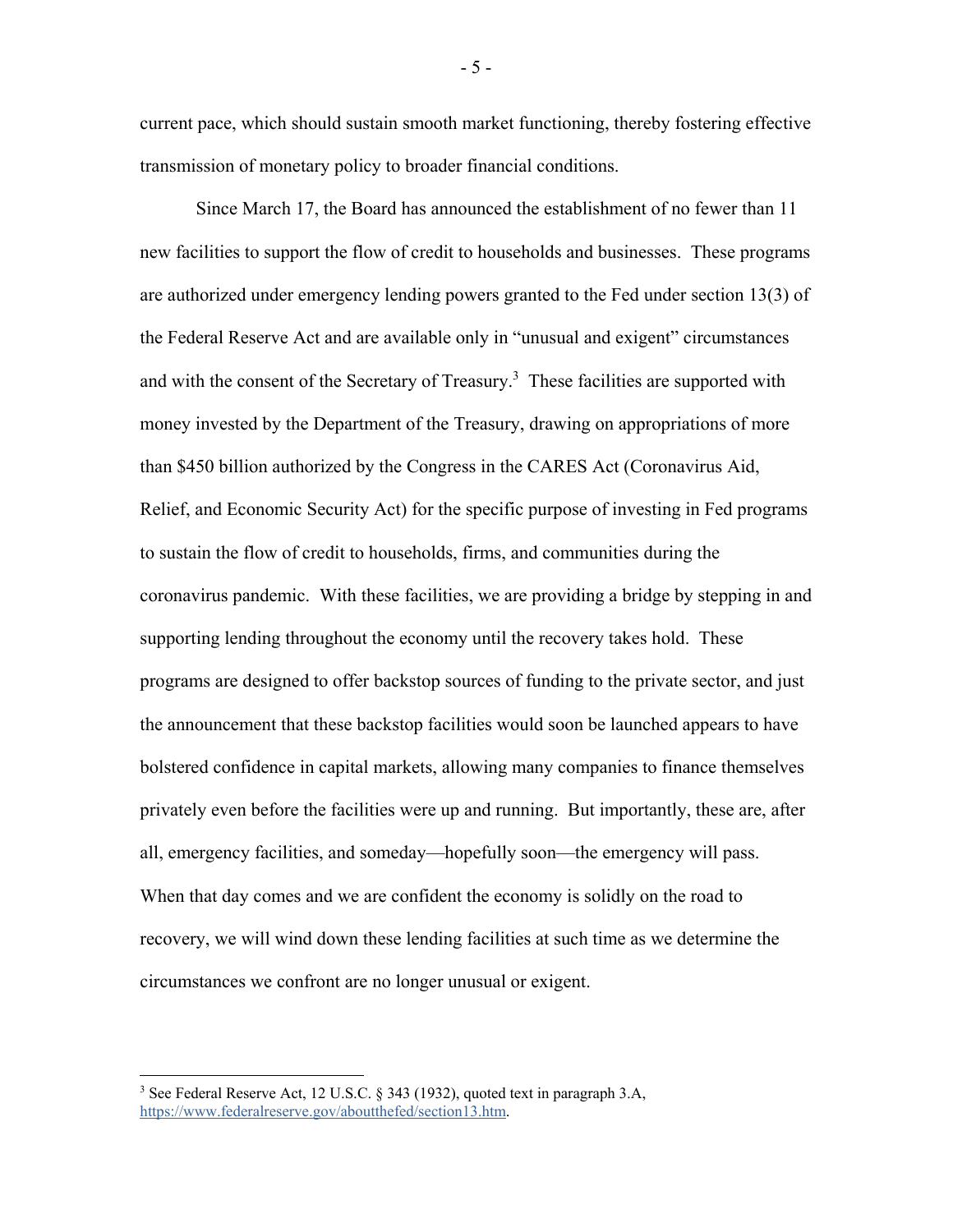current pace, which should sustain smooth market functioning, thereby fostering effective transmission of monetary policy to broader financial conditions.

Since March 17, the Board has announced the establishment of no fewer than 11 new facilities to support the flow of credit to households and businesses. These programs are authorized under emergency lending powers granted to the Fed under section 13(3) of the Federal Reserve Act and are available only in "unusual and exigent" circumstances and with the consent of the Secretary of Treasury.[3] These facilities are supported with money invested by the Department of the Treasury, drawing on appropriations of more than $450 billion authorized by the Congress in the CARES Act (Coronavirus Aid, Relief, and Economic Security Act) for the specific purpose of investing in Fed programs to sustain the flow of credit to households, firms, and communities during the coronavirus pandemic. With these facilities, we are providing a bridge by stepping in and supporting lending throughout the economy until the recovery takes hold. These programs are designed to offer backstop sources of funding to the private sector, and just the announcement that these backstop facilities would soon be launched appears to have bolstered confidence in capital markets, allowing many companies to finance themselves privately even before the facilities were up and running. But importantly, these are, after all, emergency facilities, and someday—hopefully soon—the emergency will pass. When that day comes and we are confident the economy is solidly on the road to recovery, we will wind down these lending facilities at such time as we determine the circumstances we confront are no longer unusual or exigent.

---

[3] See Federal Reserve Act, 12 U.S.C. § 343 (1932), quoted text in paragraph 3.A, https://www.federalreserve.gov/aboutthefed/section13.htm.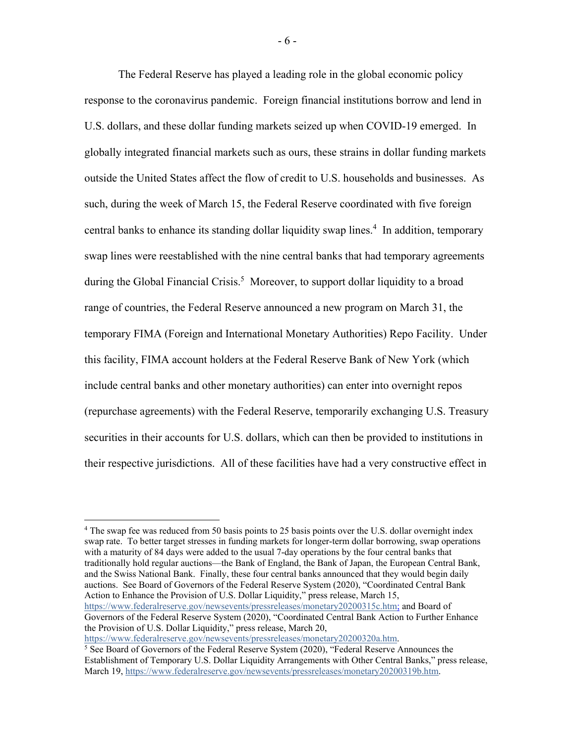The Federal Reserve has played a leading role in the global economic policy response to the coronavirus pandemic. Foreign financial institutions borrow and lend in U.S. dollars, and these dollar funding markets seized up when COVID-19 emerged. In globally integrated financial markets such as ours, these strains in dollar funding markets outside the United States affect the flow of credit to U.S. households and businesses. As such, during the week of March 15, the Federal Reserve coordinated with five foreign central banks to enhance its standing dollar liquidity swap lines.[4] In addition, temporary swap lines were reestablished with the nine central banks that had temporary agreements during the Global Financial Crisis.[5] Moreover, to support dollar liquidity to a broad range of countries, the Federal Reserve announced a new program on March 31, the temporary FIMA (Foreign and International Monetary Authorities) Repo Facility. Under this facility, FIMA account holders at the Federal Reserve Bank of New York (which include central banks and other monetary authorities) can enter into overnight repos (repurchase agreements) with the Federal Reserve, temporarily exchanging U.S. Treasury securities in their accounts for U.S. dollars, which can then be provided to institutions in their respective jurisdictions. All of these facilities have had a very constructive effect in

---

[4] The swap fee was reduced from 50 basis points to 25 basis points over the U.S. dollar overnight index swap rate. To better target stresses in funding markets for longer-term dollar borrowing, swap operations with a maturity of 84 days were added to the usual 7-day operations by the four central banks that traditionally hold regular auctions—the Bank of England, the Bank of Japan, the European Central Bank, and the Swiss National Bank. Finally, these four central banks announced that they would begin daily auctions. See Board of Governors of the Federal Reserve System (2020), "Coordinated Central Bank Action to Enhance the Provision of U.S. Dollar Liquidity," press release, March 15, https://www.federalreserve.gov/newsevents/pressreleases/monetary20200315c.htm; and Board of Governors of the Federal Reserve System (2020), "Coordinated Central Bank Action to Further Enhance the Provision of U.S. Dollar Liquidity," press release, March 20, https://www.federalreserve.gov/newsevents/pressreleases/monetary20200320a.htm.

[5] See Board of Governors of the Federal Reserve System (2020), "Federal Reserve Announces the Establishment of Temporary U.S. Dollar Liquidity Arrangements with Other Central Banks," press release, March 19, https://www.federalreserve.gov/newsevents/pressreleases/monetary20200319b.htm.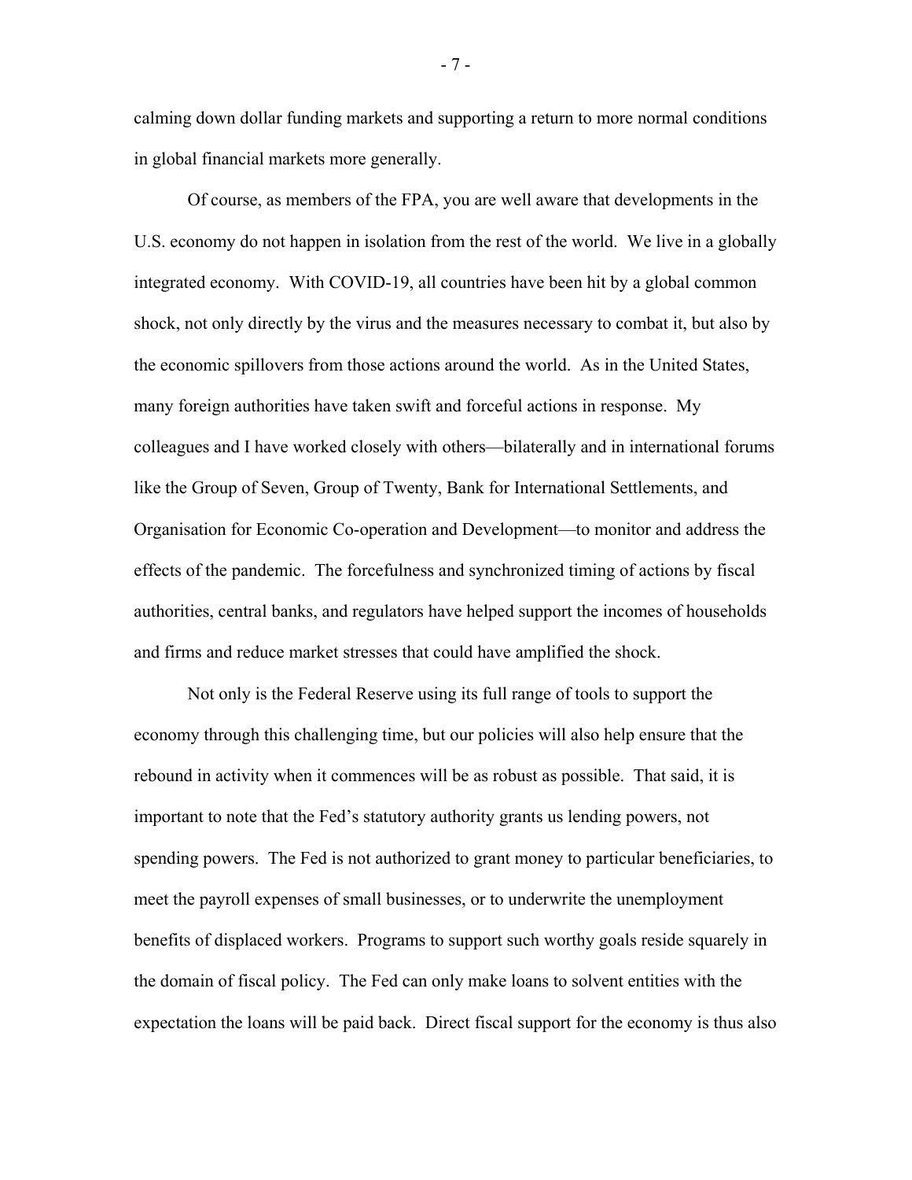calming down dollar funding markets and supporting a return to more normal conditions in global financial markets more generally.

Of course, as members of the FPA, you are well aware that developments in the U.S. economy do not happen in isolation from the rest of the world. We live in a globally integrated economy. With COVID-19, all countries have been hit by a global common shock, not only directly by the virus and the measures necessary to combat it, but also by the economic spillovers from those actions around the world. As in the United States, many foreign authorities have taken swift and forceful actions in response. My colleagues and I have worked closely with others—bilaterally and in international forums like the Group of Seven, Group of Twenty, Bank for International Settlements, and Organisation for Economic Co-operation and Development—to monitor and address the effects of the pandemic. The forcefulness and synchronized timing of actions by fiscal authorities, central banks, and regulators have helped support the incomes of households and firms and reduce market stresses that could have amplified the shock.

Not only is the Federal Reserve using its full range of tools to support the economy through this challenging time, but our policies will also help ensure that the rebound in activity when it commences will be as robust as possible. That said, it is important to note that the Fed's statutory authority grants us lending powers, not spending powers. The Fed is not authorized to grant money to particular beneficiaries, to meet the payroll expenses of small businesses, or to underwrite the unemployment benefits of displaced workers. Programs to support such worthy goals reside squarely in the domain of fiscal policy. The Fed can only make loans to solvent entities with the expectation the loans will be paid back. Direct fiscal support for the economy is thus also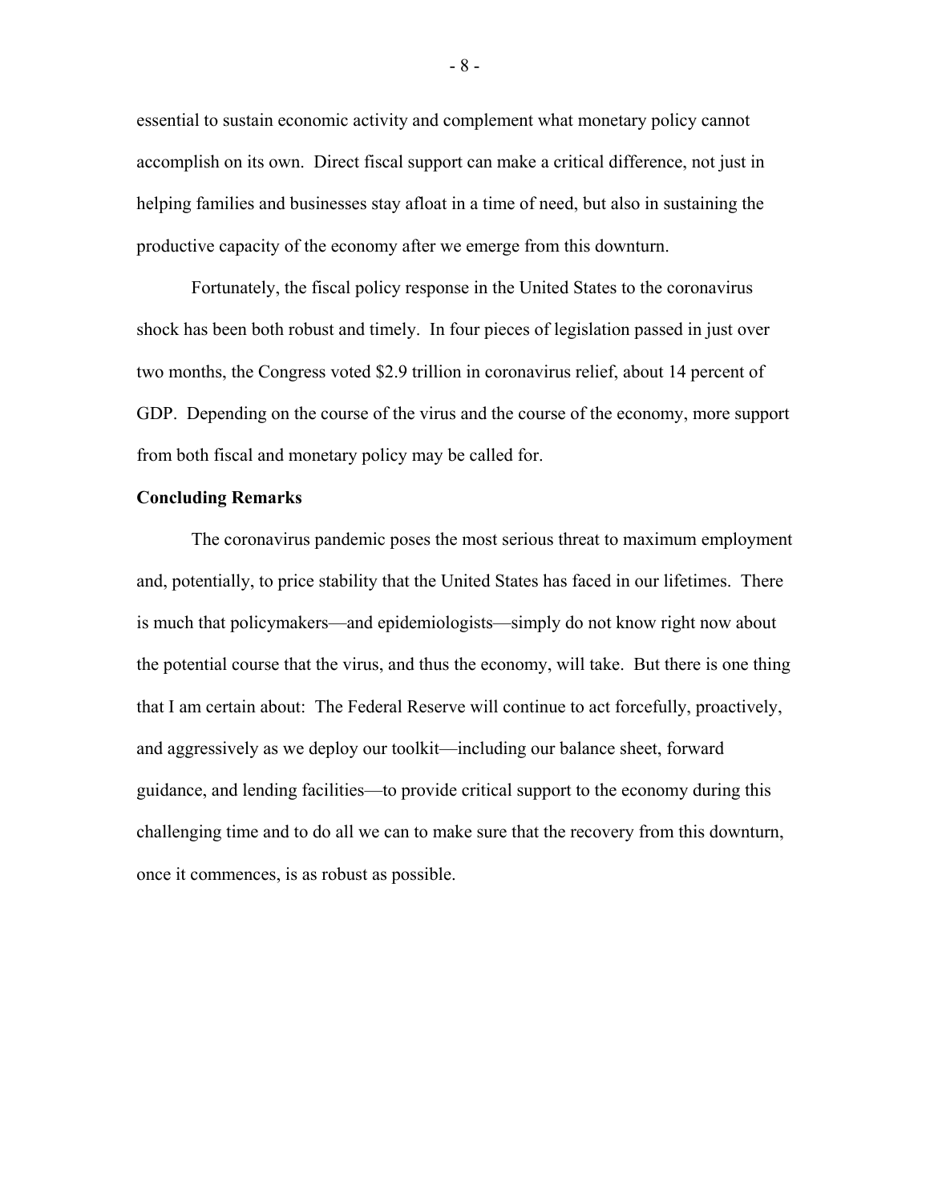essential to sustain economic activity and complement what monetary policy cannot accomplish on its own. Direct fiscal support can make a critical difference, not just in helping families and businesses stay afloat in a time of need, but also in sustaining the productive capacity of the economy after we emerge from this downturn.

Fortunately, the fiscal policy response in the United States to the coronavirus shock has been both robust and timely. In four pieces of legislation passed in just over two months, the Congress voted $2.9 trillion in coronavirus relief, about 14 percent of GDP. Depending on the course of the virus and the course of the economy, more support from both fiscal and monetary policy may be called for.

**Concluding Remarks**

The coronavirus pandemic poses the most serious threat to maximum employment and, potentially, to price stability that the United States has faced in our lifetimes. There is much that policymakers—and epidemiologists—simply do not know right now about the potential course that the virus, and thus the economy, will take. But there is one thing that I am certain about: The Federal Reserve will continue to act forcefully, proactively, and aggressively as we deploy our toolkit—including our balance sheet, forward guidance, and lending facilities—to provide critical support to the economy during this challenging time and to do all we can to make sure that the recovery from this downturn, once it commences, is as robust as possible.